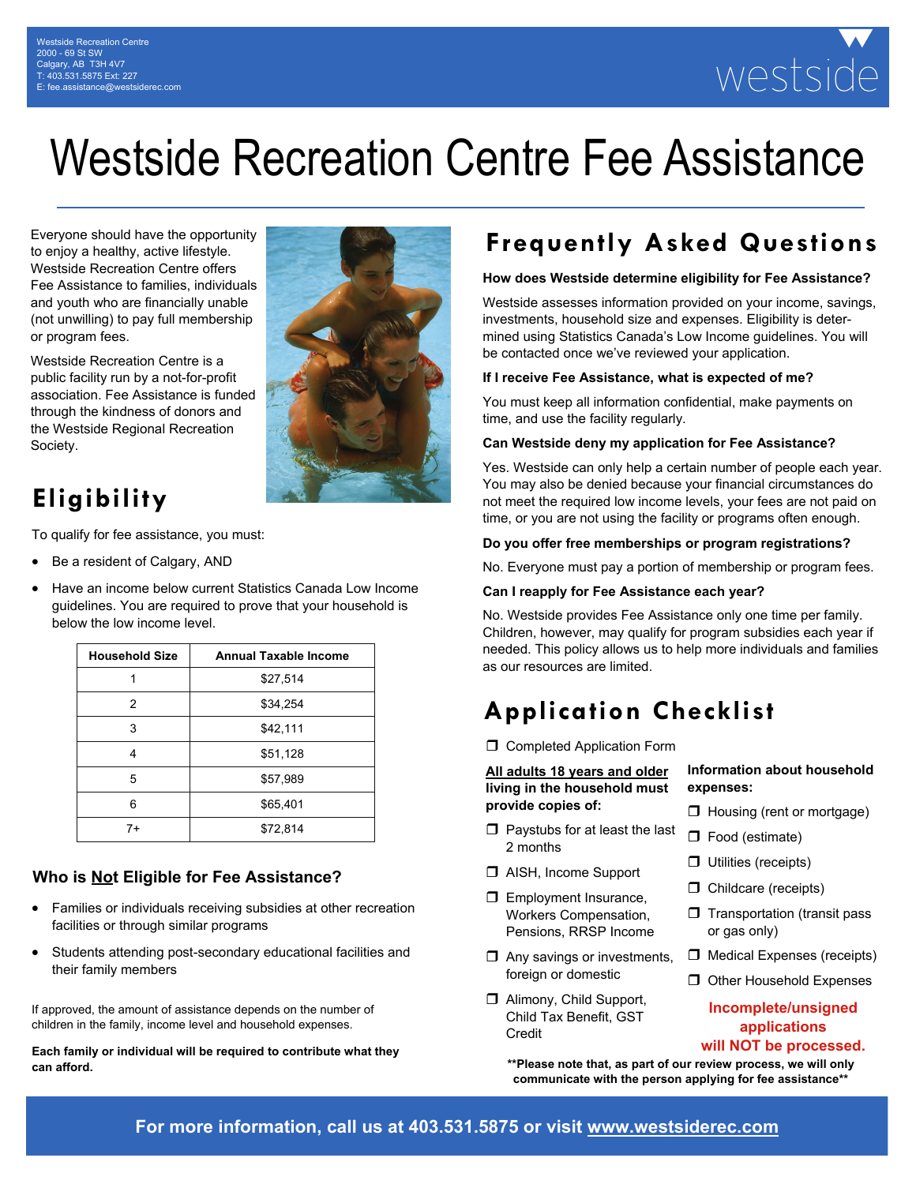Westside Recreation Centre
2000 - 69 St SW
Calgary, AB T3H 4V7
T: 403.531.5875 Ext: 227
E: fee.assistance@westsiderec.com

westside

# Westside Recreation Centre Fee Assistance

Everyone should have the opportunity to enjoy a healthy, active lifestyle. Westside Recreation Centre offers Fee Assistance to families, individuals and youth who are financially unable (not unwilling) to pay full membership or program fees.

Westside Recreation Centre is a public facility run by a not-for-profit association. Fee Assistance is funded through the kindness of donors and the Westside Regional Recreation Society.

## Eligibility

To qualify for fee assistance, you must:

- Be a resident of Calgary, AND
- Have an income below current Statistics Canada Low Income guidelines. You are required to prove that your household is below the low income level.

| Household Size | Annual Taxable Income |
|---|---|
| 1 | $27,514 |
| 2 | $34,254 |
| 3 | $42,111 |
| 4 | $51,128 |
| 5 | $57,989 |
| 6 | $65,401 |
| 7+ | $72,814 |

### Who is Not Eligible for Fee Assistance?

- Families or individuals receiving subsidies at other recreation facilities or through similar programs
- Students attending post-secondary educational facilities and their family members

If approved, the amount of assistance depends on the number of children in the family, income level and household expenses.

**Each family or individual will be required to contribute what they can afford.**

## Frequently Asked Questions

**How does Westside determine eligibility for Fee Assistance?**

Westside assesses information provided on your income, savings, investments, household size and expenses. Eligibility is determined using Statistics Canada's Low Income guidelines. You will be contacted once we've reviewed your application.

**If I receive Fee Assistance, what is expected of me?**

You must keep all information confidential, make payments on time, and use the facility regularly.

**Can Westside deny my application for Fee Assistance?**

Yes. Westside can only help a certain number of people each year. You may also be denied because your financial circumstances do not meet the required low income levels, your fees are not paid on time, or you are not using the facility or programs often enough.

**Do you offer free memberships or program registrations?**

No. Everyone must pay a portion of membership or program fees.

**Can I reapply for Fee Assistance each year?**

No. Westside provides Fee Assistance only one time per family. Children, however, may qualify for program subsidies each year if needed. This policy allows us to help more individuals and families as our resources are limited.

## Application Checklist

- ❒ Completed Application Form

**All adults 18 years and older living in the household must provide copies of:**

- ❒ Paystubs for at least the last 2 months
- ❒ AISH, Income Support
- ❒ Employment Insurance, Workers Compensation, Pensions, RRSP Income
- ❒ Any savings or investments, foreign or domestic
- ❒ Alimony, Child Support, Child Tax Benefit, GST Credit

**Information about household expenses:**

- ❒ Housing (rent or mortgage)
- ❒ Food (estimate)
- ❒ Utilities (receipts)
- ❒ Childcare (receipts)
- ❒ Transportation (transit pass or gas only)
- ❒ Medical Expenses (receipts)
- ❒ Other Household Expenses

**Incomplete/unsigned applications will NOT be processed.**

****Please note that, as part of our review process, we will only communicate with the person applying for fee assistance****

**For more information, call us at 403.531.5875 or visit www.westsiderec.com**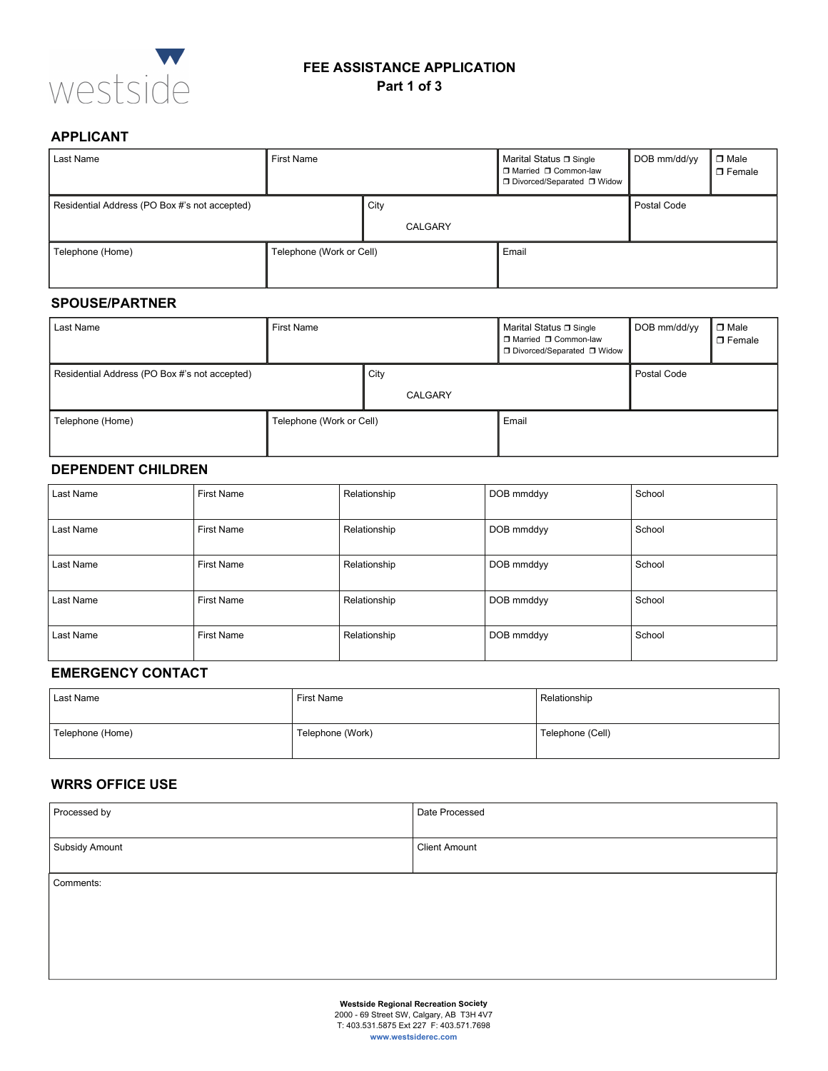westside

# FEE ASSISTANCE APPLICATION
## Part 1 of 3

### APPLICANT

| Last Name | First Name | Marital Status ❒ Single ❒ Married ❒ Common-law ❒ Divorced/Separated ❒ Widow | DOB mm/dd/yy | ❒ Male ❒ Female |
|---|---|---|---|---|
| Residential Address (PO Box #'s not accepted) | City<br>CALGARY | | Postal Code | |
| Telephone (Home) | Telephone (Work or Cell) | Email | | |

### SPOUSE/PARTNER

| Last Name | First Name | Marital Status ❒ Single ❒ Married ❒ Common-law ❒ Divorced/Separated ❒ Widow | DOB mm/dd/yy | ❒ Male ❒ Female |
|---|---|---|---|---|
| Residential Address (PO Box #'s not accepted) | City<br>CALGARY | | Postal Code | |
| Telephone (Home) | Telephone (Work or Cell) | Email | | |

### DEPENDENT CHILDREN

| Last Name | First Name | Relationship | DOB mmddyy | School |
|---|---|---|---|---|
| Last Name | First Name | Relationship | DOB mmddyy | School |
| Last Name | First Name | Relationship | DOB mmddyy | School |
| Last Name | First Name | Relationship | DOB mmddyy | School |
| Last Name | First Name | Relationship | DOB mmddyy | School |

### EMERGENCY CONTACT

| Last Name | First Name | Relationship |
|---|---|---|
| Telephone (Home) | Telephone (Work) | Telephone (Cell) |

### WRRS OFFICE USE

| Processed by | Date Processed |
|---|---|
| Subsidy Amount | Client Amount |

Comments:

**Westside Regional Recreation Society**
2000 - 69 Street SW, Calgary, AB T3H 4V7
T: 403.531.5875 Ext 227 F: 403.571.7698
www.westsiderec.com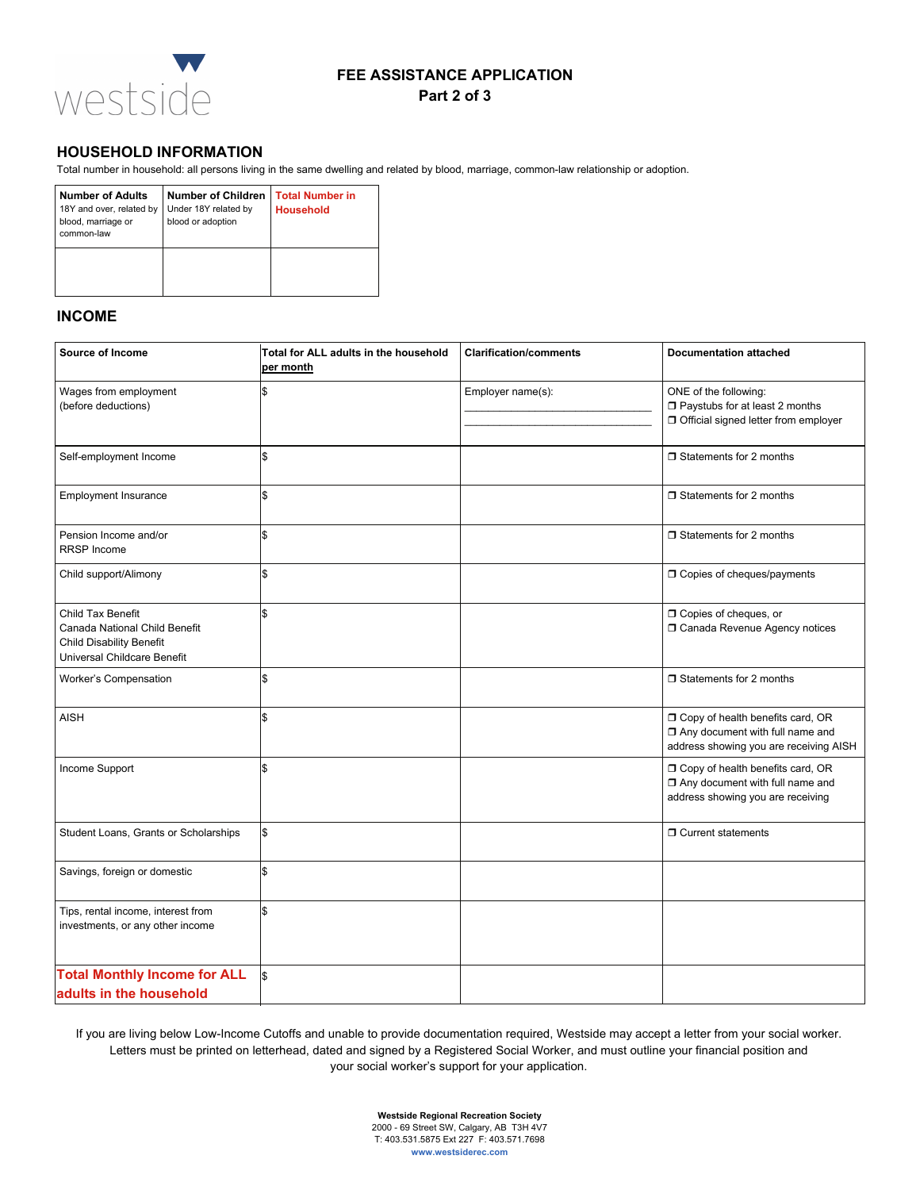westside

# FEE ASSISTANCE APPLICATION
## Part 2 of 3

## HOUSEHOLD INFORMATION

Total number in household: all persons living in the same dwelling and related by blood, marriage, common-law relationship or adoption.

| **Number of Adults** 18Y and over, related by blood, marriage or common-law | **Number of Children** Under 18Y related by blood or adoption | **Total Number in Household** |
|---|---|---|
| | | |

## INCOME

| **Source of Income** | **Total for ALL adults in the household per month** | **Clarification/comments** | **Documentation attached** |
|---|---|---|---|
| Wages from employment (before deductions) | $ | Employer name(s): ______________________ ______________________ | ONE of the following: ❒ Paystubs for at least 2 months ❒ Official signed letter from employer |
| Self-employment Income | $ | | ❒ Statements for 2 months |
| Employment Insurance | $ | | ❒ Statements for 2 months |
| Pension Income and/or RRSP Income | $ | | ❒ Statements for 2 months |
| Child support/Alimony | $ | | ❒ Copies of cheques/payments |
| Child Tax Benefit Canada National Child Benefit Child Disability Benefit Universal Childcare Benefit | $ | | ❒ Copies of cheques, or ❒ Canada Revenue Agency notices |
| Worker's Compensation | $ | | ❒ Statements for 2 months |
| AISH | $ | | ❒ Copy of health benefits card, OR ❒ Any document with full name and address showing you are receiving AISH |
| Income Support | $ | | ❒ Copy of health benefits card, OR ❒ Any document with full name and address showing you are receiving |
| Student Loans, Grants or Scholarships | $ | | ❒ Current statements |
| Savings, foreign or domestic | $ | | |
| Tips, rental income, interest from investments, or any other income | $ | | |
| **Total Monthly Income for ALL adults in the household** | $ | | |

If you are living below Low-Income Cutoffs and unable to provide documentation required, Westside may accept a letter from your social worker. Letters must be printed on letterhead, dated and signed by a Registered Social Worker, and must outline your financial position and your social worker's support for your application.

**Westside Regional Recreation Society**
2000 - 69 Street SW, Calgary, AB T3H 4V7
T: 403.531.5875 Ext 227 F: 403.571.7698
www.westsiderec.com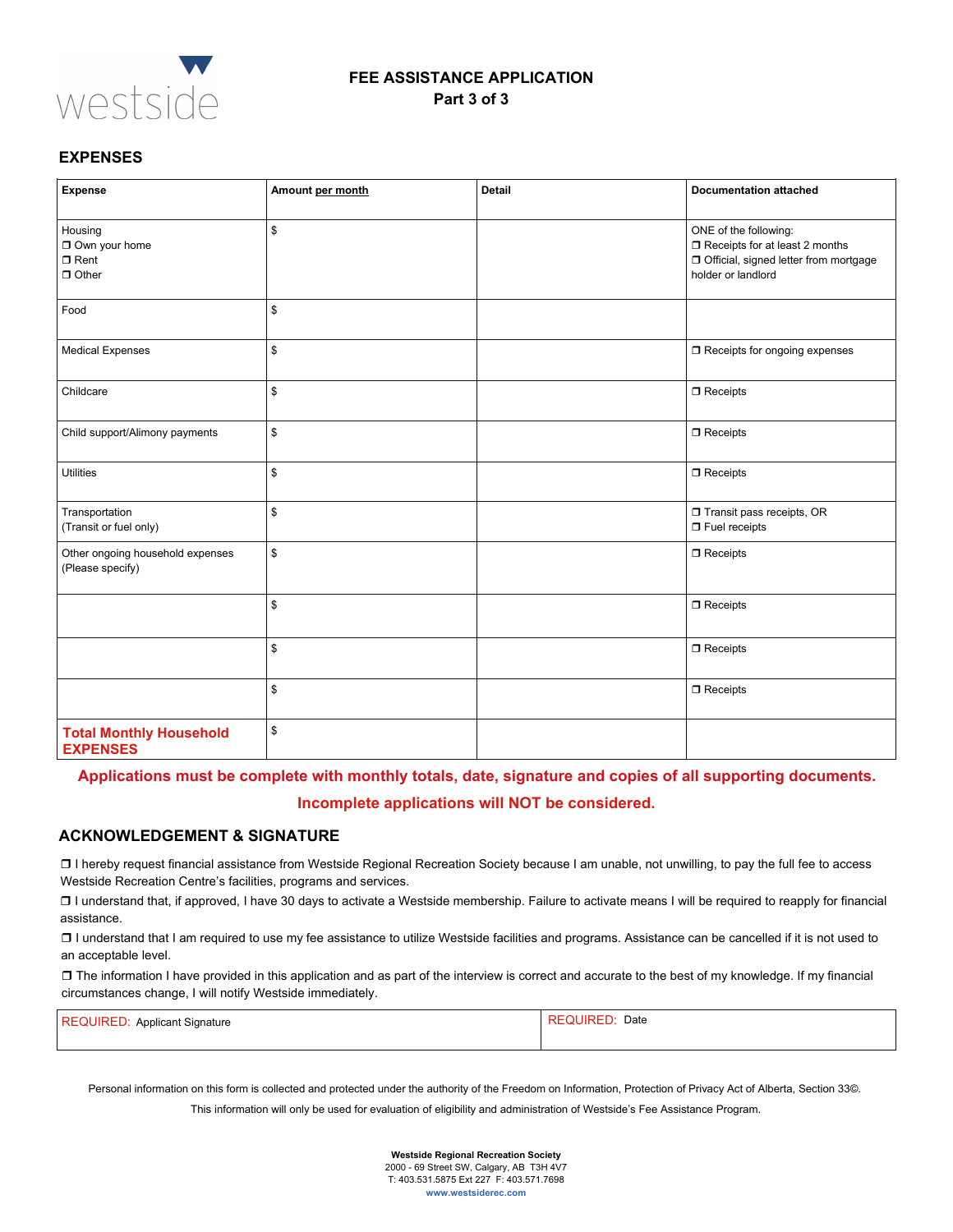westside

# FEE ASSISTANCE APPLICATION
## Part 3 of 3

## EXPENSES

| Expense | Amount per month | Detail | Documentation attached |
|---|---|---|---|
| Housing<br>❒ Own your home<br>❒ Rent<br>❒ Other | $ | | ONE of the following:<br>❒ Receipts for at least 2 months<br>❒ Official, signed letter from mortgage holder or landlord |
| Food | $ | | |
| Medical Expenses | $ | | ❒ Receipts for ongoing expenses |
| Childcare | $ | | ❒ Receipts |
| Child support/Alimony payments | $ | | ❒ Receipts |
| Utilities | $ | | ❒ Receipts |
| Transportation<br>(Transit or fuel only) | $ | | ❒ Transit pass receipts, OR<br>❒ Fuel receipts |
| Other ongoing household expenses<br>(Please specify) | $ | | ❒ Receipts |
| | $ | | ❒ Receipts |
| | $ | | ❒ Receipts |
| | $ | | ❒ Receipts |
| **Total Monthly Household EXPENSES** | $ | | |

**Applications must be complete with monthly totals, date, signature and copies of all supporting documents.**

**Incomplete applications will NOT be considered.**

## ACKNOWLEDGEMENT & SIGNATURE

❒ I hereby request financial assistance from Westside Regional Recreation Society because I am unable, not unwilling, to pay the full fee to access Westside Recreation Centre's facilities, programs and services.

❒ I understand that, if approved, I have 30 days to activate a Westside membership. Failure to activate means I will be required to reapply for financial assistance.

❒ I understand that I am required to use my fee assistance to utilize Westside facilities and programs. Assistance can be cancelled if it is not used to an acceptable level.

❒ The information I have provided in this application and as part of the interview is correct and accurate to the best of my knowledge. If my financial circumstances change, I will notify Westside immediately.

| | |
|---|---|
| REQUIRED: Applicant Signature | REQUIRED: Date |

Personal information on this form is collected and protected under the authority of the Freedom on Information, Protection of Privacy Act of Alberta, Section 33©.

This information will only be used for evaluation of eligibility and administration of Westside's Fee Assistance Program.

**Westside Regional Recreation Society**
2000 - 69 Street SW, Calgary, AB T3H 4V7
T: 403.531.5875 Ext 227 F: 403.571.7698
www.westsiderec.com